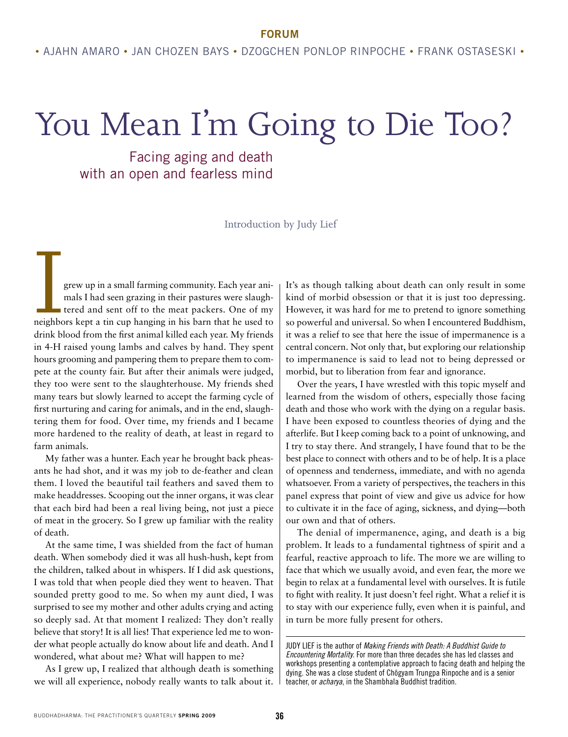FORUM

• AJAHN AMARO • JAN CHOZEN BAYS • DZOGCHEN PONLOP RINPOCHE • FRANK OSTASESKI •

# You Mean I'm Going to Die Too?

## Facing aging and death with an open and fearless mind

Introduction by Judy Lief

I grew up in a small farming community. Each year animals I had seen grazing in their pastures were slaughtered and sent off to the meat packers. One of my neighbors kept a tin cup hanging in his barn that he used to drink blood from the first animal killed each year. My friends in 4-H raised young lambs and calves by hand. They spent hours grooming and pampering them to prepare them to compete at the county fair. But after their animals were judged, they too were sent to the slaughterhouse. My friends shed many tears but slowly learned to accept the farming cycle of first nurturing and caring for animals, and in the end, slaughtering them for food. Over time, my friends and I became more hardened to the reality of death, at least in regard to farm animals.

My father was a hunter. Each year he brought back pheasants he had shot, and it was my job to de-feather and clean them. I loved the beautiful tail feathers and saved them to make headdresses. Scooping out the inner organs, it was clear that each bird had been a real living being, not just a piece of meat in the grocery. So I grew up familiar with the reality of death.

At the same time, I was shielded from the fact of human death. When somebody died it was all hush-hush, kept from the children, talked about in whispers. If I did ask questions, I was told that when people died they went to heaven. That sounded pretty good to me. So when my aunt died, I was surprised to see my mother and other adults crying and acting so deeply sad. At that moment I realized: They don't really believe that story! It is all lies! That experience led me to wonder what people actually do know about life and death. And I wondered, what about me? What will happen to me?

As I grew up, I realized that although death is something we will all experience, nobody really wants to talk about it. It's as though talking about death can only result in some kind of morbid obsession or that it is just too depressing. However, it was hard for me to pretend to ignore something so powerful and universal. So when I encountered Buddhism, it was a relief to see that here the issue of impermanence is a central concern. Not only that, but exploring our relationship to impermanence is said to lead not to being depressed or morbid, but to liberation from fear and ignorance.

Over the years, I have wrestled with this topic myself and learned from the wisdom of others, especially those facing death and those who work with the dying on a regular basis. I have been exposed to countless theories of dying and the afterlife. But I keep coming back to a point of unknowing, and I try to stay there. And strangely, I have found that to be the best place to connect with others and to be of help. It is a place of openness and tenderness, immediate, and with no agenda whatsoever. From a variety of perspectives, the teachers in this panel express that point of view and give us advice for how to cultivate it in the face of aging, sickness, and dying—both our own and that of others.

The denial of impermanence, aging, and death is a big problem. It leads to a fundamental tightness of spirit and a fearful, reactive approach to life. The more we are willing to face that which we usually avoid, and even fear, the more we begin to relax at a fundamental level with ourselves. It is futile to fight with reality. It just doesn't feel right. What a relief it is to stay with our experience fully, even when it is painful, and in turn be more fully present for others.

---

JUDY LIEF is the author of *Making Friends with Death: A Buddhist Guide to Encountering Mortality*. For more than three decades she has led classes and workshops presenting a contemplative approach to facing death and helping the dying. She was a close student of Chögyam Trungpa Rinpoche and is a senior teacher, or *acharya*, in the Shambhala Buddhist tradition.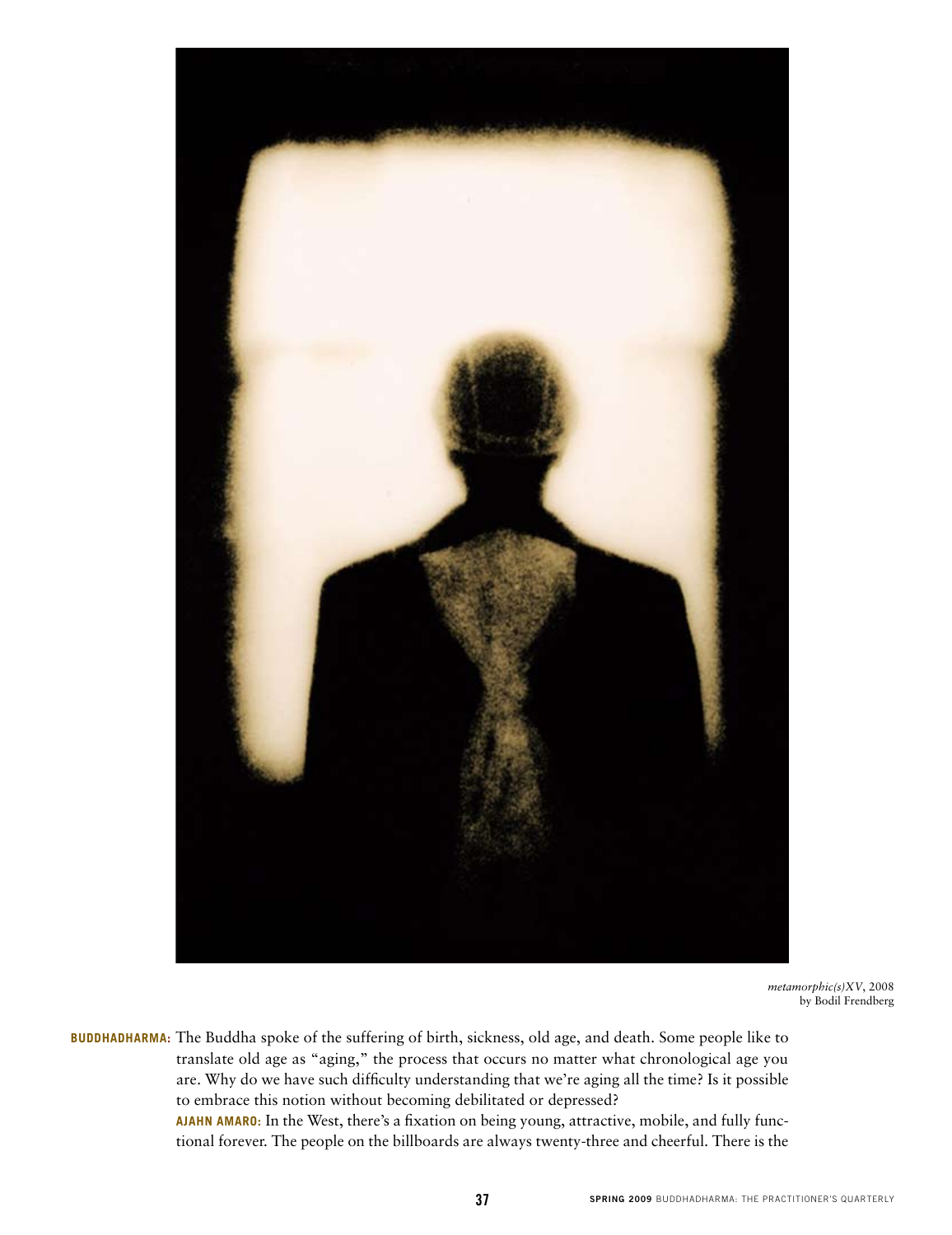*metamorphic(s)XV*, 2008
by Bodil Frendberg

**BUDDHADHARMA:** The Buddha spoke of the suffering of birth, sickness, old age, and death. Some people like to translate old age as "aging," the process that occurs no matter what chronological age you are. Why do we have such difficulty understanding that we're aging all the time? Is it possible to embrace this notion without becoming debilitated or depressed?

**AJAHN AMARO:** In the West, there's a fixation on being young, attractive, mobile, and fully functional forever. The people on the billboards are always twenty-three and cheerful. There is the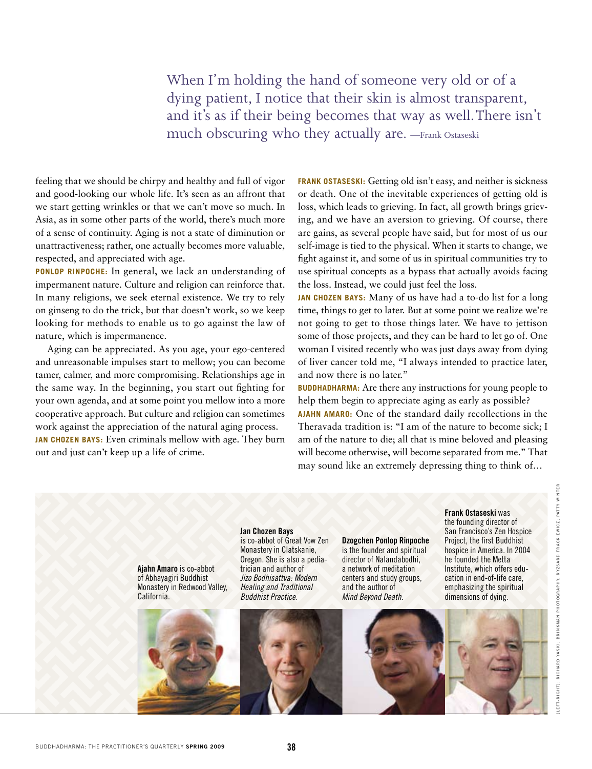> When I'm holding the hand of someone very old or of a dying patient, I notice that their skin is almost transparent, and it's as if their being becomes that way as well. There isn't much obscuring who they actually are. —Frank Ostaseski

feeling that we should be chirpy and healthy and full of vigor and good-looking our whole life. It's seen as an affront that we start getting wrinkles or that we can't move so much. In Asia, as in some other parts of the world, there's much more of a sense of continuity. Aging is not a state of diminution or unattractiveness; rather, one actually becomes more valuable, respected, and appreciated with age.

**PONLOP RINPOCHE:** In general, we lack an understanding of impermanent nature. Culture and religion can reinforce that. In many religions, we seek eternal existence. We try to rely on ginseng to do the trick, but that doesn't work, so we keep looking for methods to enable us to go against the law of nature, which is impermanence.

Aging can be appreciated. As you age, your ego-centered and unreasonable impulses start to mellow; you can become tamer, calmer, and more compromising. Relationships age in the same way. In the beginning, you start out fighting for your own agenda, and at some point you mellow into a more cooperative approach. But culture and religion can sometimes work against the appreciation of the natural aging process.

**JAN CHOZEN BAYS:** Even criminals mellow with age. They burn out and just can't keep up a life of crime.

**FRANK OSTASESKI:** Getting old isn't easy, and neither is sickness or death. One of the inevitable experiences of getting old is loss, which leads to grieving. In fact, all growth brings grieving, and we have an aversion to grieving. Of course, there are gains, as several people have said, but for most of us our self-image is tied to the physical. When it starts to change, we fight against it, and some of us in spiritual communities try to use spiritual concepts as a bypass that actually avoids facing the loss. Instead, we could just feel the loss.

**JAN CHOZEN BAYS:** Many of us have had a to-do list for a long time, things to get to later. But at some point we realize we're not going to get to those things later. We have to jettison some of those projects, and they can be hard to let go of. One woman I visited recently who was just days away from dying of liver cancer told me, "I always intended to practice later, and now there is no later."

**BUDDHADHARMA:** Are there any instructions for young people to help them begin to appreciate aging as early as possible?

**AJAHN AMARO:** One of the standard daily recollections in the Theravada tradition is: "I am of the nature to become sick; I am of the nature to die; all that is mine beloved and pleasing will become otherwise, will become separated from me." That may sound like an extremely depressing thing to think of…

**Ajahn Amaro** is co-abbot of Abhayagiri Buddhist Monastery in Redwood Valley, California.

**Jan Chozen Bays** is co-abbot of Great Vow Zen Monastery in Clatskanie, Oregon. She is also a pediatrician and author of *Jizo Bodhisattva: Modern Healing and Traditional Buddhist Practice.*

**Dzogchen Ponlop Rinpoche** is the founder and spiritual director of Nalandabodhi, a network of meditation centers and study groups, and the author of *Mind Beyond Death.*

**Frank Ostaseski** was the founding director of San Francisco's Zen Hospice Project, the first Buddhist hospice in America. In 2004 he founded the Metta Institute, which offers education in end-of-life care, emphasizing the spiritual dimensions of dying.

(LEFT-RIGHT): RICHARD YASKI; BRINKMAN PHOTOGRAPHY; RYSZARD FRACKIEWICZ; PATTY WINTER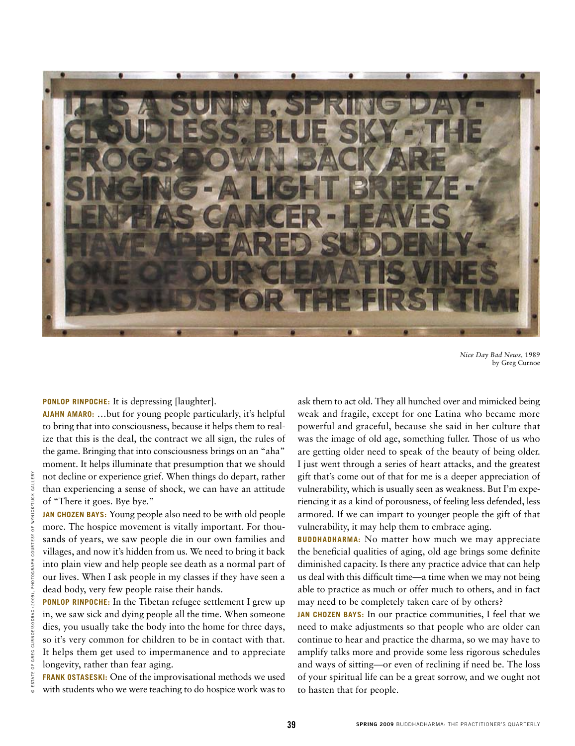*Nice Day Bad News,* 1989
by Greg Curnoe

© ESTATE OF GREG CURNOE/SODRAC (2009). PHOTOGRAPH COURTESY OF WYNICK/TUCK GALLERY

**PONLOP RINPOCHE:** It is depressing [laughter].

**AJAHN AMARO:** …but for young people particularly, it's helpful to bring that into consciousness, because it helps them to realize that this is the deal, the contract we all sign, the rules of the game. Bringing that into consciousness brings on an "aha" moment. It helps illuminate that presumption that we should not decline or experience grief. When things do depart, rather than experiencing a sense of shock, we can have an attitude of "There it goes. Bye bye."

**JAN CHOZEN BAYS:** Young people also need to be with old people more. The hospice movement is vitally important. For thousands of years, we saw people die in our own families and villages, and now it's hidden from us. We need to bring it back into plain view and help people see death as a normal part of our lives. When I ask people in my classes if they have seen a dead body, very few people raise their hands.

**PONLOP RINPOCHE:** In the Tibetan refugee settlement I grew up in, we saw sick and dying people all the time. When someone dies, you usually take the body into the home for three days, so it's very common for children to be in contact with that. It helps them get used to impermanence and to appreciate longevity, rather than fear aging.

**FRANK OSTASESKI:** One of the improvisational methods we used with students who we were teaching to do hospice work was to ask them to act old. They all hunched over and mimicked being weak and fragile, except for one Latina who became more powerful and graceful, because she said in her culture that was the image of old age, something fuller. Those of us who are getting older need to speak of the beauty of being older. I just went through a series of heart attacks, and the greatest gift that's come out of that for me is a deeper appreciation of vulnerability, which is usually seen as weakness. But I'm experiencing it as a kind of porousness, of feeling less defended, less armored. If we can impart to younger people the gift of that vulnerability, it may help them to embrace aging.

**BUDDHADHARMA:** No matter how much we may appreciate the beneficial qualities of aging, old age brings some definite diminished capacity. Is there any practice advice that can help us deal with this difficult time—a time when we may not being able to practice as much or offer much to others, and in fact may need to be completely taken care of by others?

**JAN CHOZEN BAYS:** In our practice communities, I feel that we need to make adjustments so that people who are older can continue to hear and practice the dharma, so we may have to amplify talks more and provide some less rigorous schedules and ways of sitting—or even of reclining if need be. The loss of your spiritual life can be a great sorrow, and we ought not to hasten that for people.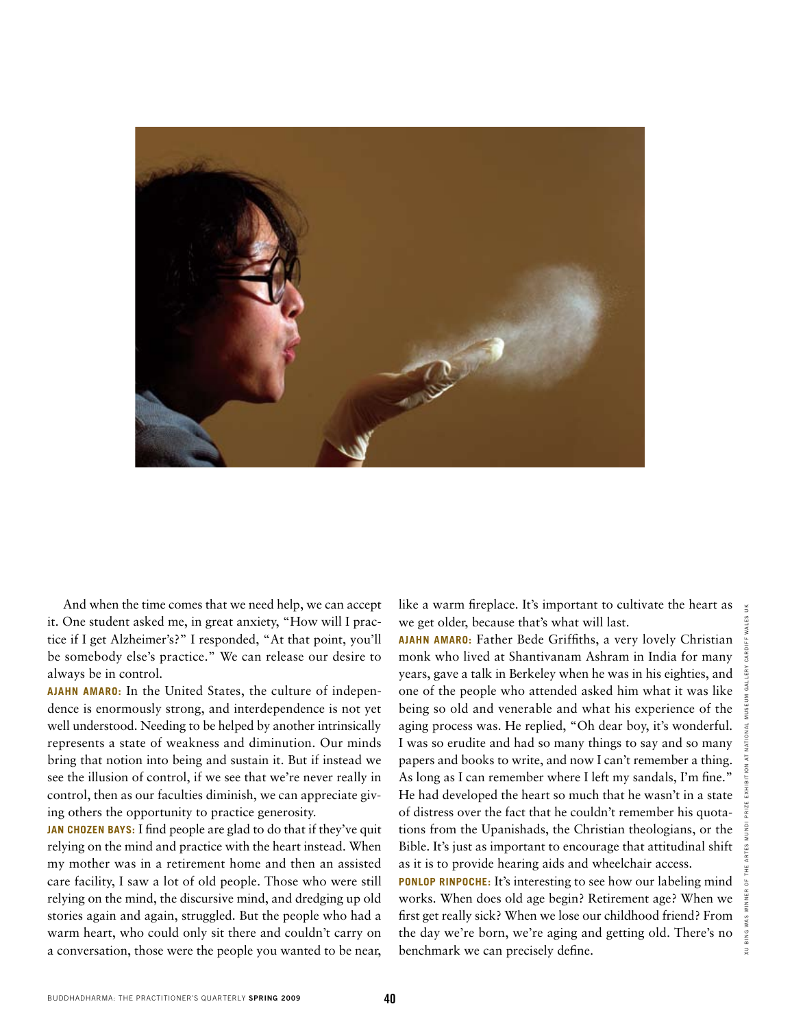And when the time comes that we need help, we can accept it. One student asked me, in great anxiety, "How will I practice if I get Alzheimer's?" I responded, "At that point, you'll be somebody else's practice." We can release our desire to always be in control.

**AJAHN AMARO:** In the United States, the culture of independence is enormously strong, and interdependence is not yet well understood. Needing to be helped by another intrinsically represents a state of weakness and diminution. Our minds bring that notion into being and sustain it. But if instead we see the illusion of control, if we see that we're never really in control, then as our faculties diminish, we can appreciate giving others the opportunity to practice generosity.

**JAN CHOZEN BAYS:** I find people are glad to do that if they've quit relying on the mind and practice with the heart instead. When my mother was in a retirement home and then an assisted care facility, I saw a lot of old people. Those who were still relying on the mind, the discursive mind, and dredging up old stories again and again, struggled. But the people who had a warm heart, who could only sit there and couldn't carry on a conversation, those were the people you wanted to be near, like a warm fireplace. It's important to cultivate the heart as we get older, because that's what will last.

**AJAHN AMARO:** Father Bede Griffiths, a very lovely Christian monk who lived at Shantivanam Ashram in India for many years, gave a talk in Berkeley when he was in his eighties, and one of the people who attended asked him what it was like being so old and venerable and what his experience of the aging process was. He replied, "Oh dear boy, it's wonderful. I was so erudite and had so many things to say and so many papers and books to write, and now I can't remember a thing. As long as I can remember where I left my sandals, I'm fine." He had developed the heart so much that he wasn't in a state of distress over the fact that he couldn't remember his quotations from the Upanishads, the Christian theologians, or the Bible. It's just as important to encourage that attitudinal shift as it is to provide hearing aids and wheelchair access.

**PONLOP RINPOCHE:** It's interesting to see how our labeling mind works. When does old age begin? Retirement age? When we first get really sick? When we lose our childhood friend? From the day we're born, we're aging and getting old. There's no benchmark we can precisely define.

XU BING WAS WINNER OF THE ARTES MUNDI PRIZE EXHIBITION AT NATIONAL MUSEUM GALLERY CARDIFF WALES UK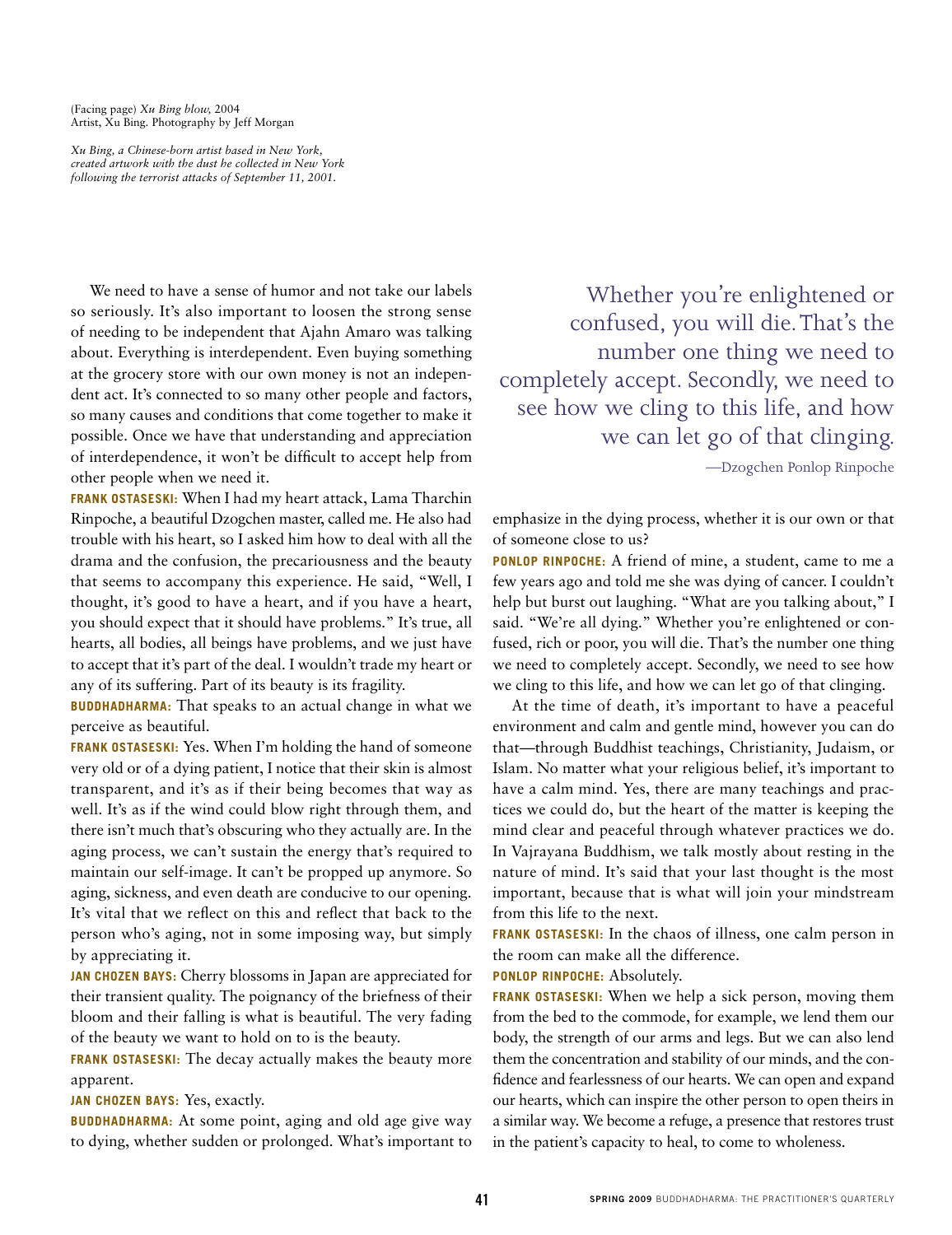(Facing page) *Xu Bing blow,* 2004
Artist, Xu Bing. Photography by Jeff Morgan

*Xu Bing, a Chinese-born artist based in New York, created artwork with the dust he collected in New York following the terrorist attacks of September 11, 2001.*

We need to have a sense of humor and not take our labels so seriously. It's also important to loosen the strong sense of needing to be independent that Ajahn Amaro was talking about. Everything is interdependent. Even buying something at the grocery store with our own money is not an independent act. It's connected to so many other people and factors, so many causes and conditions that come together to make it possible. Once we have that understanding and appreciation of interdependence, it won't be difficult to accept help from other people when we need it.

**FRANK OSTASESKI:** When I had my heart attack, Lama Tharchin Rinpoche, a beautiful Dzogchen master, called me. He also had trouble with his heart, so I asked him how to deal with all the drama and the confusion, the precariousness and the beauty that seems to accompany this experience. He said, "Well, I thought, it's good to have a heart, and if you have a heart, you should expect that it should have problems." It's true, all hearts, all bodies, all beings have problems, and we just have to accept that it's part of the deal. I wouldn't trade my heart or any of its suffering. Part of its beauty is its fragility.

**BUDDHADHARMA:** That speaks to an actual change in what we perceive as beautiful.

**FRANK OSTASESKI:** Yes. When I'm holding the hand of someone very old or of a dying patient, I notice that their skin is almost transparent, and it's as if their being becomes that way as well. It's as if the wind could blow right through them, and there isn't much that's obscuring who they actually are. In the aging process, we can't sustain the energy that's required to maintain our self-image. It can't be propped up anymore. So aging, sickness, and even death are conducive to our opening. It's vital that we reflect on this and reflect that back to the person who's aging, not in some imposing way, but simply by appreciating it.

**JAN CHOZEN BAYS:** Cherry blossoms in Japan are appreciated for their transient quality. The poignancy of the briefness of their bloom and their falling is what is beautiful. The very fading of the beauty we want to hold on to is the beauty.

**FRANK OSTASESKI:** The decay actually makes the beauty more apparent.

**JAN CHOZEN BAYS:** Yes, exactly.

**BUDDHADHARMA:** At some point, aging and old age give way to dying, whether sudden or prolonged. What's important to emphasize in the dying process, whether it is our own or that of someone close to us?

**PONLOP RINPOCHE:** A friend of mine, a student, came to me a few years ago and told me she was dying of cancer. I couldn't help but burst out laughing. "What are you talking about," I said. "We're all dying." Whether you're enlightened or confused, rich or poor, you will die. That's the number one thing we need to completely accept. Secondly, we need to see how we cling to this life, and how we can let go of that clinging.

At the time of death, it's important to have a peaceful environment and calm and gentle mind, however you can do that—through Buddhist teachings, Christianity, Judaism, or Islam. No matter what your religious belief, it's important to have a calm mind. Yes, there are many teachings and practices we could do, but the heart of the matter is keeping the mind clear and peaceful through whatever practices we do. In Vajrayana Buddhism, we talk mostly about resting in the nature of mind. It's said that your last thought is the most important, because that is what will join your mindstream from this life to the next.

**FRANK OSTASESKI:** In the chaos of illness, one calm person in the room can make all the difference.

**PONLOP RINPOCHE:** Absolutely.

**FRANK OSTASESKI:** When we help a sick person, moving them from the bed to the commode, for example, we lend them our body, the strength of our arms and legs. But we can also lend them the concentration and stability of our minds, and the confidence and fearlessness of our hearts. We can open and expand our hearts, which can inspire the other person to open theirs in a similar way. We become a refuge, a presence that restores trust in the patient's capacity to heal, to come to wholeness.

> Whether you're enlightened or confused, you will die. That's the number one thing we need to completely accept. Secondly, we need to see how we cling to this life, and how we can let go of that clinging.
>
> —Dzogchen Ponlop Rinpoche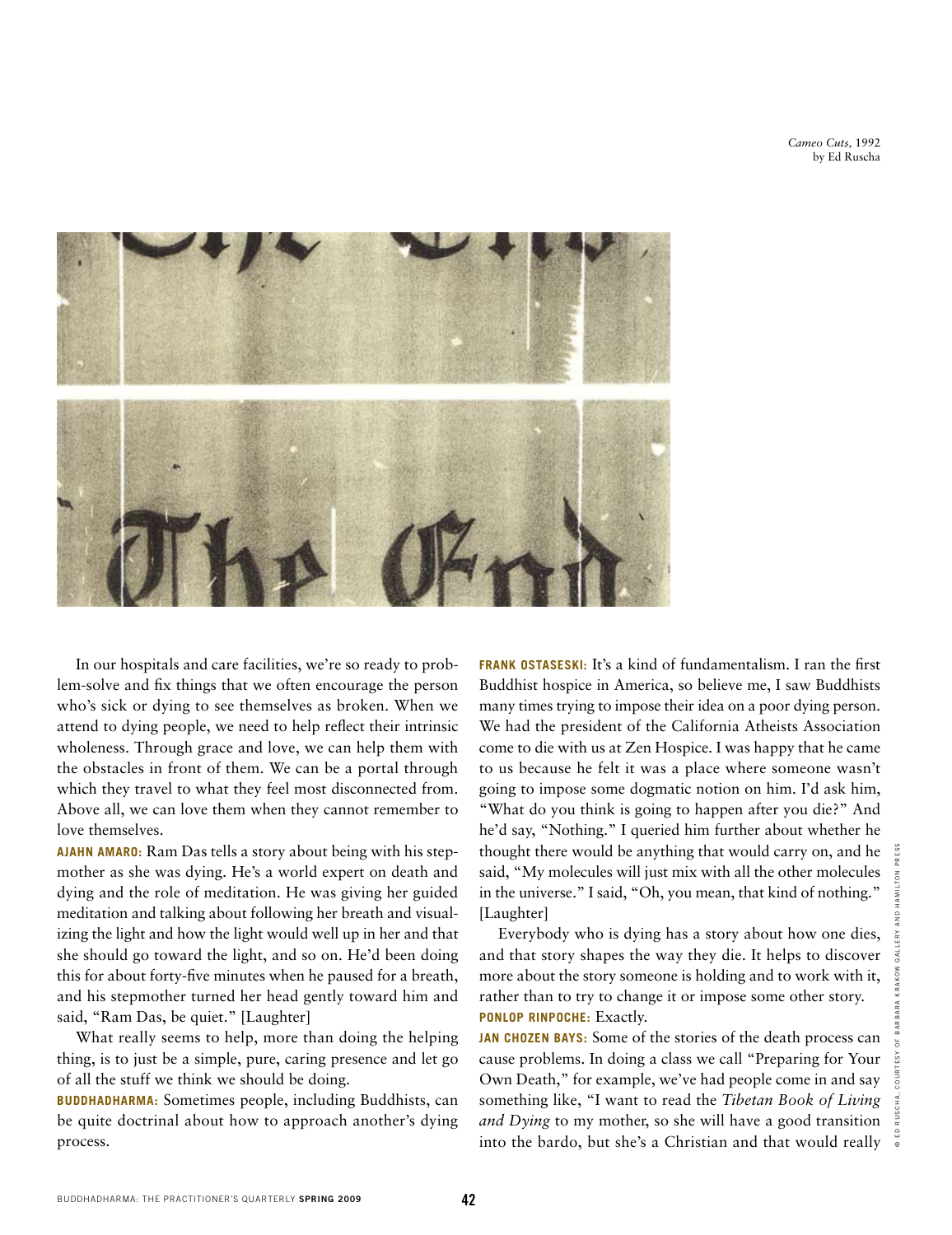*Cameo Cuts,* 1992
by Ed Ruscha

In our hospitals and care facilities, we're so ready to problem-solve and fix things that we often encourage the person who's sick or dying to see themselves as broken. When we attend to dying people, we need to help reflect their intrinsic wholeness. Through grace and love, we can help them with the obstacles in front of them. We can be a portal through which they travel to what they feel most disconnected from. Above all, we can love them when they cannot remember to love themselves.

**AJAHN AMARO:** Ram Das tells a story about being with his stepmother as she was dying. He's a world expert on death and dying and the role of meditation. He was giving her guided meditation and talking about following her breath and visualizing the light and how the light would well up in her and that she should go toward the light, and so on. He'd been doing this for about forty-five minutes when he paused for a breath, and his stepmother turned her head gently toward him and said, "Ram Das, be quiet." [Laughter]

What really seems to help, more than doing the helping thing, is to just be a simple, pure, caring presence and let go of all the stuff we think we should be doing.

**BUDDHADHARMA:** Sometimes people, including Buddhists, can be quite doctrinal about how to approach another's dying process.

**FRANK OSTASESKI:** It's a kind of fundamentalism. I ran the first Buddhist hospice in America, so believe me, I saw Buddhists many times trying to impose their idea on a poor dying person. We had the president of the California Atheists Association come to die with us at Zen Hospice. I was happy that he came to us because he felt it was a place where someone wasn't going to impose some dogmatic notion on him. I'd ask him, "What do you think is going to happen after you die?" And he'd say, "Nothing." I queried him further about whether he thought there would be anything that would carry on, and he said, "My molecules will just mix with all the other molecules in the universe." I said, "Oh, you mean, that kind of nothing." [Laughter]

Everybody who is dying has a story about how one dies, and that story shapes the way they die. It helps to discover more about the story someone is holding and to work with it, rather than to try to change it or impose some other story.

**PONLOP RINPOCHE:** Exactly.

**JAN CHOZEN BAYS:** Some of the stories of the death process can cause problems. In doing a class we call "Preparing for Your Own Death," for example, we've had people come in and say something like, "I want to read the *Tibetan Book of Living and Dying* to my mother, so she will have a good transition into the bardo, but she's a Christian and that would really

© ED RUSCHA, COURTESY OF BARBARA KRAKOW GALLERY AND HAMILTON PRESS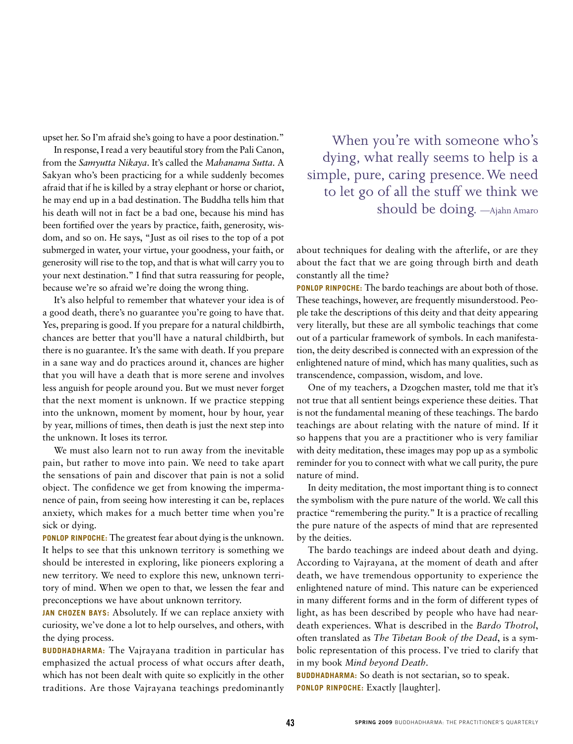upset her. So I'm afraid she's going to have a poor destination."

In response, I read a very beautiful story from the Pali Canon, from the *Samyutta Nikaya*. It's called the *Mahanama Sutta*. A Sakyan who's been practicing for a while suddenly becomes afraid that if he is killed by a stray elephant or horse or chariot, he may end up in a bad destination. The Buddha tells him that his death will not in fact be a bad one, because his mind has been fortified over the years by practice, faith, generosity, wisdom, and so on. He says, "Just as oil rises to the top of a pot submerged in water, your virtue, your goodness, your faith, or generosity will rise to the top, and that is what will carry you to your next destination." I find that sutra reassuring for people, because we're so afraid we're doing the wrong thing.

It's also helpful to remember that whatever your idea is of a good death, there's no guarantee you're going to have that. Yes, preparing is good. If you prepare for a natural childbirth, chances are better that you'll have a natural childbirth, but there is no guarantee. It's the same with death. If you prepare in a sane way and do practices around it, chances are higher that you will have a death that is more serene and involves less anguish for people around you. But we must never forget that the next moment is unknown. If we practice stepping into the unknown, moment by moment, hour by hour, year by year, millions of times, then death is just the next step into the unknown. It loses its terror.

We must also learn not to run away from the inevitable pain, but rather to move into pain. We need to take apart the sensations of pain and discover that pain is not a solid object. The confidence we get from knowing the impermanence of pain, from seeing how interesting it can be, replaces anxiety, which makes for a much better time when you're sick or dying.

**PONLOP RINPOCHE:** The greatest fear about dying is the unknown. It helps to see that this unknown territory is something we should be interested in exploring, like pioneers exploring a new territory. We need to explore this new, unknown territory of mind. When we open to that, we lessen the fear and preconceptions we have about unknown territory.

**JAN CHOZEN BAYS:** Absolutely. If we can replace anxiety with curiosity, we've done a lot to help ourselves, and others, with the dying process.

**BUDDHADHARMA:** The Vajrayana tradition in particular has emphasized the actual process of what occurs after death, which has not been dealt with quite so explicitly in the other traditions. Are those Vajrayana teachings predominantly about techniques for dealing with the afterlife, or are they about the fact that we are going through birth and death constantly all the time?

**PONLOP RINPOCHE:** The bardo teachings are about both of those. These teachings, however, are frequently misunderstood. People take the descriptions of this deity and that deity appearing very literally, but these are all symbolic teachings that come out of a particular framework of symbols. In each manifestation, the deity described is connected with an expression of the enlightened nature of mind, which has many qualities, such as transcendence, compassion, wisdom, and love.

One of my teachers, a Dzogchen master, told me that it's not true that all sentient beings experience these deities. That is not the fundamental meaning of these teachings. The bardo teachings are about relating with the nature of mind. If it so happens that you are a practitioner who is very familiar with deity meditation, these images may pop up as a symbolic reminder for you to connect with what we call purity, the pure nature of mind.

In deity meditation, the most important thing is to connect the symbolism with the pure nature of the world. We call this practice "remembering the purity." It is a practice of recalling the pure nature of the aspects of mind that are represented by the deities.

The bardo teachings are indeed about death and dying. According to Vajrayana, at the moment of death and after death, we have tremendous opportunity to experience the enlightened nature of mind. This nature can be experienced in many different forms and in the form of different types of light, as has been described by people who have had near-death experiences. What is described in the *Bardo Thotrol*, often translated as *The Tibetan Book of the Dead*, is a symbolic representation of this process. I've tried to clarify that in my book *Mind beyond Death*.

**BUDDHADHARMA:** So death is not sectarian, so to speak.

**PONLOP RINPOCHE:** Exactly [laughter].

> When you're with someone who's dying, what really seems to help is a simple, pure, caring presence. We need to let go of all the stuff we think we should be doing. —Ajahn Amaro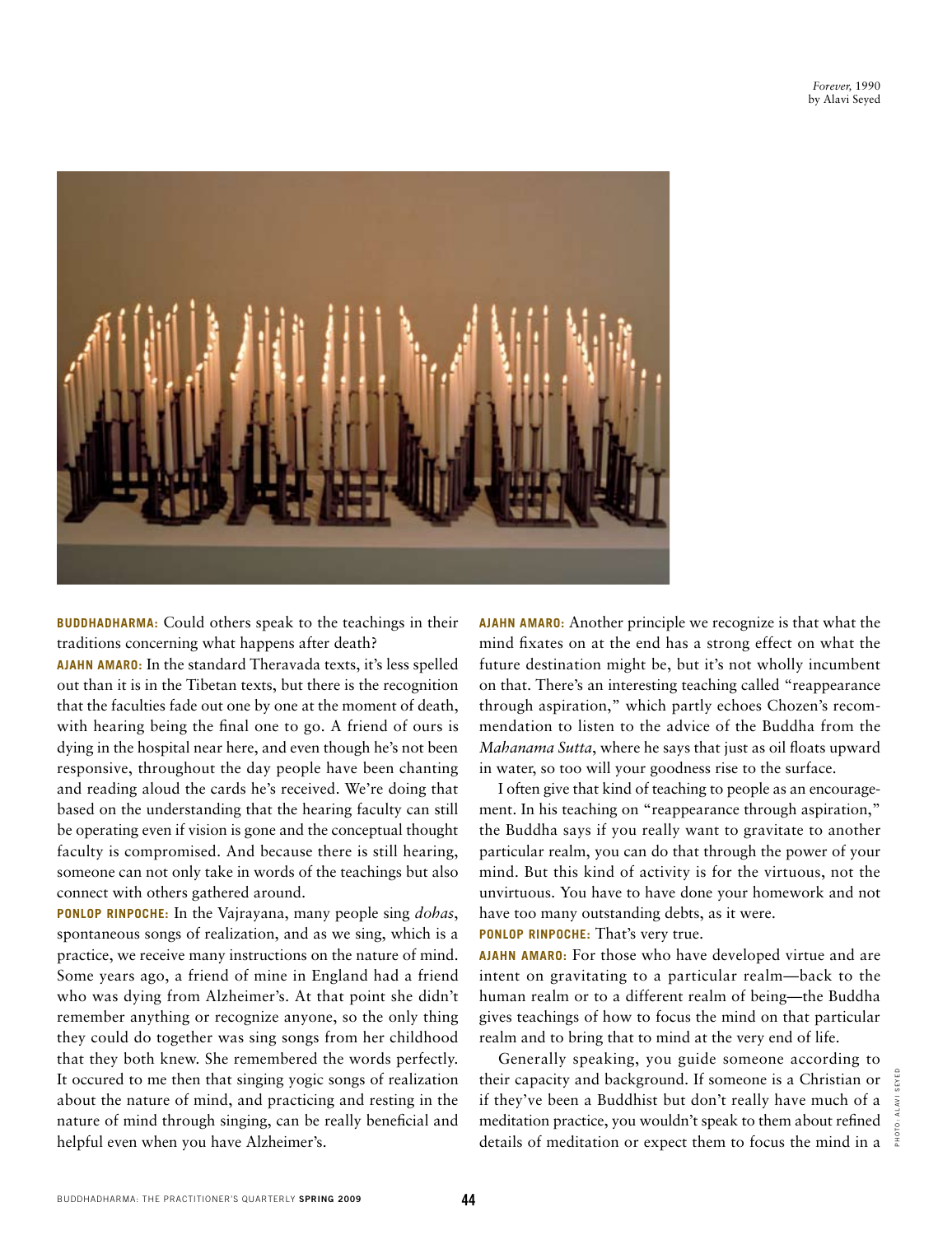*Forever,* 1990
by Alavi Seyed

**BUDDHADHARMA:** Could others speak to the teachings in their traditions concerning what happens after death?

**AJAHN AMARO:** In the standard Theravada texts, it's less spelled out than it is in the Tibetan texts, but there is the recognition that the faculties fade out one by one at the moment of death, with hearing being the final one to go. A friend of ours is dying in the hospital near here, and even though he's not been responsive, throughout the day people have been chanting and reading aloud the cards he's received. We're doing that based on the understanding that the hearing faculty can still be operating even if vision is gone and the conceptual thought faculty is compromised. And because there is still hearing, someone can not only take in words of the teachings but also connect with others gathered around.

**PONLOP RINPOCHE:** In the Vajrayana, many people sing *dohas*, spontaneous songs of realization, and as we sing, which is a practice, we receive many instructions on the nature of mind. Some years ago, a friend of mine in England had a friend who was dying from Alzheimer's. At that point she didn't remember anything or recognize anyone, so the only thing they could do together was sing songs from her childhood that they both knew. She remembered the words perfectly. It occured to me then that singing yogic songs of realization about the nature of mind, and practicing and resting in the nature of mind through singing, can be really beneficial and helpful even when you have Alzheimer's.

**AJAHN AMARO:** Another principle we recognize is that what the mind fixates on at the end has a strong effect on what the future destination might be, but it's not wholly incumbent on that. There's an interesting teaching called "reappearance through aspiration," which partly echoes Chozen's recommendation to listen to the advice of the Buddha from the *Mahanama Sutta*, where he says that just as oil floats upward in water, so too will your goodness rise to the surface.

I often give that kind of teaching to people as an encouragement. In his teaching on "reappearance through aspiration," the Buddha says if you really want to gravitate to another particular realm, you can do that through the power of your mind. But this kind of activity is for the virtuous, not the unvirtuous. You have to have done your homework and not have too many outstanding debts, as it were.

**PONLOP RINPOCHE:** That's very true.

**AJAHN AMARO:** For those who have developed virtue and are intent on gravitating to a particular realm—back to the human realm or to a different realm of being—the Buddha gives teachings of how to focus the mind on that particular realm and to bring that to mind at the very end of life.

Generally speaking, you guide someone according to their capacity and background. If someone is a Christian or if they've been a Buddhist but don't really have much of a meditation practice, you wouldn't speak to them about refined details of meditation or expect them to focus the mind in a

PHOTO: ALAVI SEYED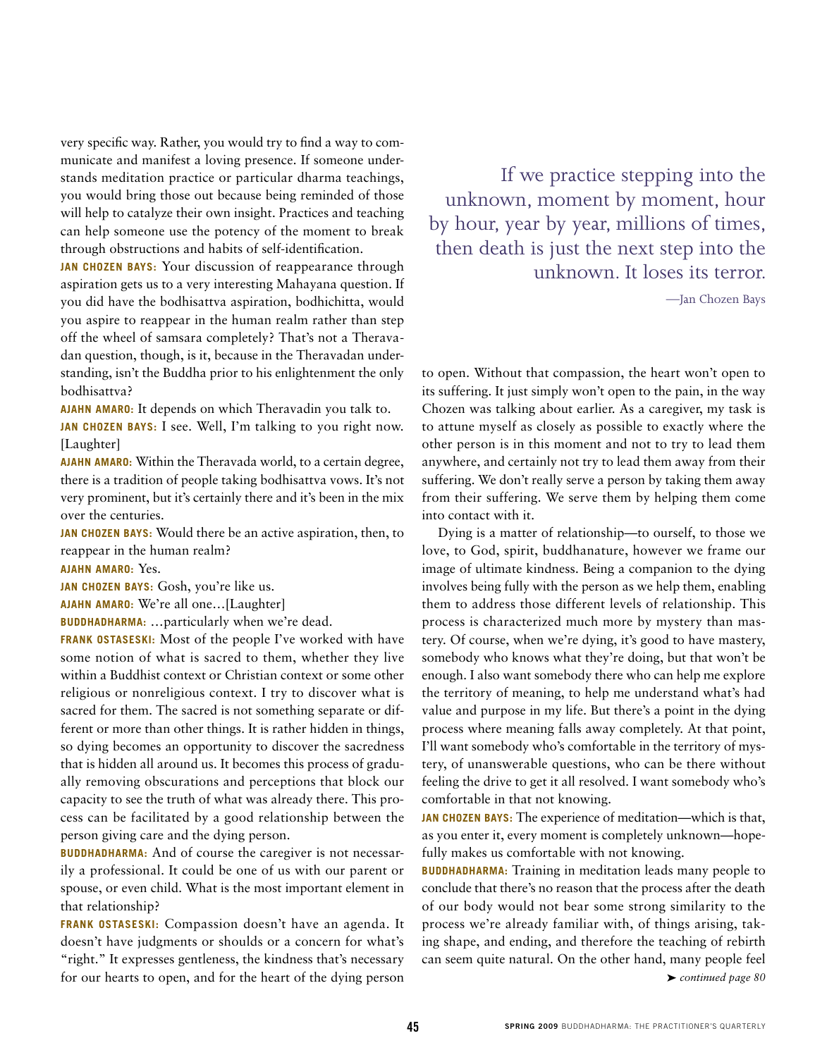very specific way. Rather, you would try to find a way to communicate and manifest a loving presence. If someone understands meditation practice or particular dharma teachings, you would bring those out because being reminded of those will help to catalyze their own insight. Practices and teaching can help someone use the potency of the moment to break through obstructions and habits of self-identification.

**JAN CHOZEN BAYS:** Your discussion of reappearance through aspiration gets us to a very interesting Mahayana question. If you did have the bodhisattva aspiration, bodhichitta, would you aspire to reappear in the human realm rather than step off the wheel of samsara completely? That's not a Theravadan question, though, is it, because in the Theravadan understanding, isn't the Buddha prior to his enlightenment the only bodhisattva?

**AJAHN AMARO:** It depends on which Theravadin you talk to.

**JAN CHOZEN BAYS:** I see. Well, I'm talking to you right now. [Laughter]

**AJAHN AMARO:** Within the Theravada world, to a certain degree, there is a tradition of people taking bodhisattva vows. It's not very prominent, but it's certainly there and it's been in the mix over the centuries.

**JAN CHOZEN BAYS:** Would there be an active aspiration, then, to reappear in the human realm?

**AJAHN AMARO:** Yes.

**JAN CHOZEN BAYS:** Gosh, you're like us.

**AJAHN AMARO:** We're all one…[Laughter]

**BUDDHADHARMA:** …particularly when we're dead.

**FRANK OSTASESKI:** Most of the people I've worked with have some notion of what is sacred to them, whether they live within a Buddhist context or Christian context or some other religious or nonreligious context. I try to discover what is sacred for them. The sacred is not something separate or different or more than other things. It is rather hidden in things, so dying becomes an opportunity to discover the sacredness that is hidden all around us. It becomes this process of gradually removing obscurations and perceptions that block our capacity to see the truth of what was already there. This process can be facilitated by a good relationship between the person giving care and the dying person.

**BUDDHADHARMA:** And of course the caregiver is not necessarily a professional. It could be one of us with our parent or spouse, or even child. What is the most important element in that relationship?

**FRANK OSTASESKI:** Compassion doesn't have an agenda. It doesn't have judgments or shoulds or a concern for what's "right." It expresses gentleness, the kindness that's necessary for our hearts to open, and for the heart of the dying person to open. Without that compassion, the heart won't open to its suffering. It just simply won't open to the pain, in the way Chozen was talking about earlier. As a caregiver, my task is to attune myself as closely as possible to exactly where the other person is in this moment and not to try to lead them anywhere, and certainly not try to lead them away from their suffering. We don't really serve a person by taking them away from their suffering. We serve them by helping them come into contact with it.

> If we practice stepping into the unknown, moment by moment, hour by hour, year by year, millions of times, then death is just the next step into the unknown. It loses its terror.
>
> —Jan Chozen Bays

Dying is a matter of relationship—to ourself, to those we love, to God, spirit, buddhanature, however we frame our image of ultimate kindness. Being a companion to the dying involves being fully with the person as we help them, enabling them to address those different levels of relationship. This process is characterized much more by mystery than mastery. Of course, when we're dying, it's good to have mastery, somebody who knows what they're doing, but that won't be enough. I also want somebody there who can help me explore the territory of meaning, to help me understand what's had value and purpose in my life. But there's a point in the dying process where meaning falls away completely. At that point, I'll want somebody who's comfortable in the territory of mystery, of unanswerable questions, who can be there without feeling the drive to get it all resolved. I want somebody who's comfortable in that not knowing.

**JAN CHOZEN BAYS:** The experience of meditation—which is that, as you enter it, every moment is completely unknown—hopefully makes us comfortable with not knowing.

**BUDDHADHARMA:** Training in meditation leads many people to conclude that there's no reason that the process after the death of our body would not bear some strong similarity to the process we're already familiar with, of things arising, taking shape, and ending, and therefore the teaching of rebirth can seem quite natural. On the other hand, many people feel

➤ *continued page 80*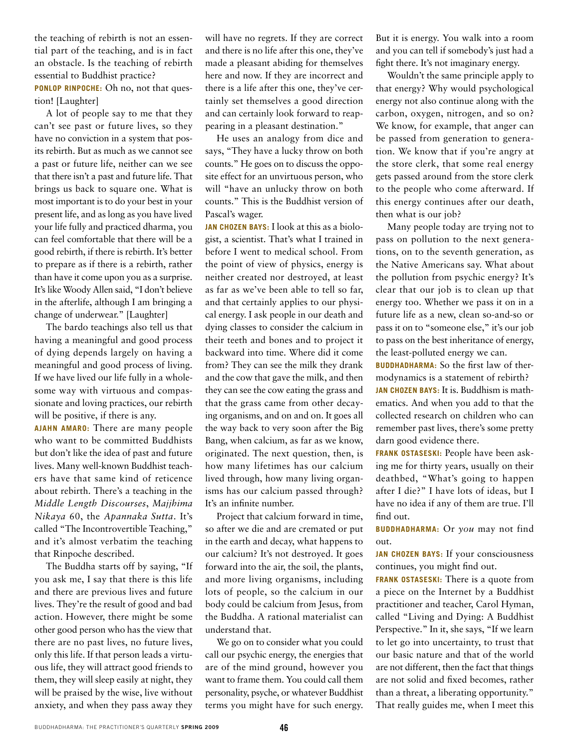the teaching of rebirth is not an essential part of the teaching, and is in fact an obstacle. Is the teaching of rebirth essential to Buddhist practice?

**PONLOP RINPOCHE:** Oh no, not that question! [Laughter]

A lot of people say to me that they can't see past or future lives, so they have no conviction in a system that posits rebirth. But as much as we cannot see a past or future life, neither can we see that there isn't a past and future life. That brings us back to square one. What is most important is to do your best in your present life, and as long as you have lived your life fully and practiced dharma, you can feel comfortable that there will be a good rebirth, if there is rebirth. It's better to prepare as if there is a rebirth, rather than have it come upon you as a surprise. It's like Woody Allen said, "I don't believe in the afterlife, although I am bringing a change of underwear." [Laughter]

The bardo teachings also tell us that having a meaningful and good process of dying depends largely on having a meaningful and good process of living. If we have lived our life fully in a wholesome way with virtuous and compassionate and loving practices, our rebirth will be positive, if there is any.

**AJAHN AMARO:** There are many people who want to be committed Buddhists but don't like the idea of past and future lives. Many well-known Buddhist teachers have that same kind of reticence about rebirth. There's a teaching in the *Middle Length Discourses*, *Majjhima Nikaya* 60, the *Apannaka Sutta*. It's called "The Incontrovertible Teaching," and it's almost verbatim the teaching that Rinpoche described.

The Buddha starts off by saying, "If you ask me, I say that there is this life and there are previous lives and future lives. They're the result of good and bad action. However, there might be some other good person who has the view that there are no past lives, no future lives, only this life. If that person leads a virtuous life, they will attract good friends to them, they will sleep easily at night, they will be praised by the wise, live without anxiety, and when they pass away they will have no regrets. If they are correct and there is no life after this one, they've made a pleasant abiding for themselves here and now. If they are incorrect and there is a life after this one, they've certainly set themselves a good direction and can certainly look forward to reappearing in a pleasant destination."

He uses an analogy from dice and says, "They have a lucky throw on both counts." He goes on to discuss the opposite effect for an unvirtuous person, who will "have an unlucky throw on both counts." This is the Buddhist version of Pascal's wager.

**JAN CHOZEN BAYS:** I look at this as a biologist, a scientist. That's what I trained in before I went to medical school. From the point of view of physics, energy is neither created nor destroyed, at least as far as we've been able to tell so far, and that certainly applies to our physical energy. I ask people in our death and dying classes to consider the calcium in their teeth and bones and to project it backward into time. Where did it come from? They can see the milk they drank and the cow that gave the milk, and then they can see the cow eating the grass and that the grass came from other decaying organisms, and on and on. It goes all the way back to very soon after the Big Bang, when calcium, as far as we know, originated. The next question, then, is how many lifetimes has our calcium lived through, how many living organisms has our calcium passed through? It's an infinite number.

Project that calcium forward in time, so after we die and are cremated or put in the earth and decay, what happens to our calcium? It's not destroyed. It goes forward into the air, the soil, the plants, and more living organisms, including lots of people, so the calcium in our body could be calcium from Jesus, from the Buddha. A rational materialist can understand that.

We go on to consider what you could call our psychic energy, the energies that are of the mind ground, however you want to frame them. You could call them personality, psyche, or whatever Buddhist terms you might have for such energy. But it is energy. You walk into a room and you can tell if somebody's just had a fight there. It's not imaginary energy.

Wouldn't the same principle apply to that energy? Why would psychological energy not also continue along with the carbon, oxygen, nitrogen, and so on? We know, for example, that anger can be passed from generation to generation. We know that if you're angry at the store clerk, that some real energy gets passed around from the store clerk to the people who come afterward. If this energy continues after our death, then what is our job?

Many people today are trying not to pass on pollution to the next generations, on to the seventh generation, as the Native Americans say. What about the pollution from psychic energy? It's clear that our job is to clean up that energy too. Whether we pass it on in a future life as a new, clean so-and-so or pass it on to "someone else," it's our job to pass on the best inheritance of energy, the least-polluted energy we can.

**BUDDHADHARMA:** So the first law of thermodynamics is a statement of rebirth?

**JAN CHOZEN BAYS:** It is. Buddhism is mathematics. And when you add to that the collected research on children who can remember past lives, there's some pretty darn good evidence there.

**FRANK OSTASESKI:** People have been asking me for thirty years, usually on their deathbed, "What's going to happen after I die?" I have lots of ideas, but I have no idea if any of them are true. I'll find out.

**BUDDHADHARMA:** Or *you* may not find out.

**JAN CHOZEN BAYS:** If your consciousness continues, you might find out.

**FRANK OSTASESKI:** There is a quote from a piece on the Internet by a Buddhist practitioner and teacher, Carol Hyman, called "Living and Dying: A Buddhist Perspective." In it, she says, "If we learn to let go into uncertainty, to trust that our basic nature and that of the world are not different, then the fact that things are not solid and fixed becomes, rather than a threat, a liberating opportunity." That really guides me, when I meet this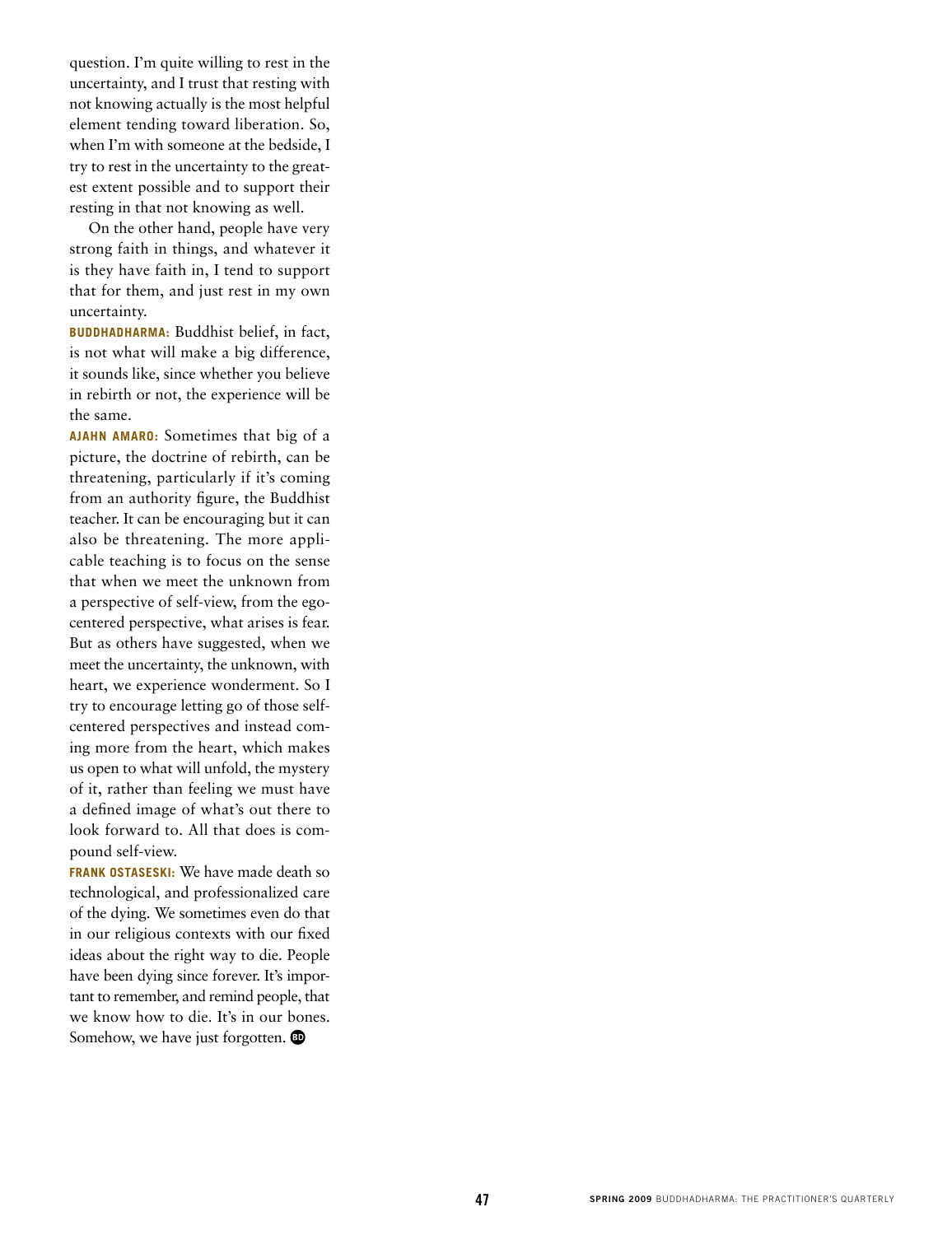question. I'm quite willing to rest in the uncertainty, and I trust that resting with not knowing actually is the most helpful element tending toward liberation. So, when I'm with someone at the bedside, I try to rest in the uncertainty to the greatest extent possible and to support their resting in that not knowing as well.

On the other hand, people have very strong faith in things, and whatever it is they have faith in, I tend to support that for them, and just rest in my own uncertainty.

**BUDDHADHARMA:** Buddhist belief, in fact, is not what will make a big difference, it sounds like, since whether you believe in rebirth or not, the experience will be the same.

**AJAHN AMARO:** Sometimes that big of a picture, the doctrine of rebirth, can be threatening, particularly if it's coming from an authority figure, the Buddhist teacher. It can be encouraging but it can also be threatening. The more applicable teaching is to focus on the sense that when we meet the unknown from a perspective of self-view, from the ego-centered perspective, what arises is fear. But as others have suggested, when we meet the uncertainty, the unknown, with heart, we experience wonderment. So I try to encourage letting go of those self-centered perspectives and instead coming more from the heart, which makes us open to what will unfold, the mystery of it, rather than feeling we must have a defined image of what's out there to look forward to. All that does is compound self-view.

**FRANK OSTASESKI:** We have made death so technological, and professionalized care of the dying. We sometimes even do that in our religious contexts with our fixed ideas about the right way to die. People have been dying since forever. It's important to remember, and remind people, that we know how to die. It's in our bones. Somehow, we have just forgotten.